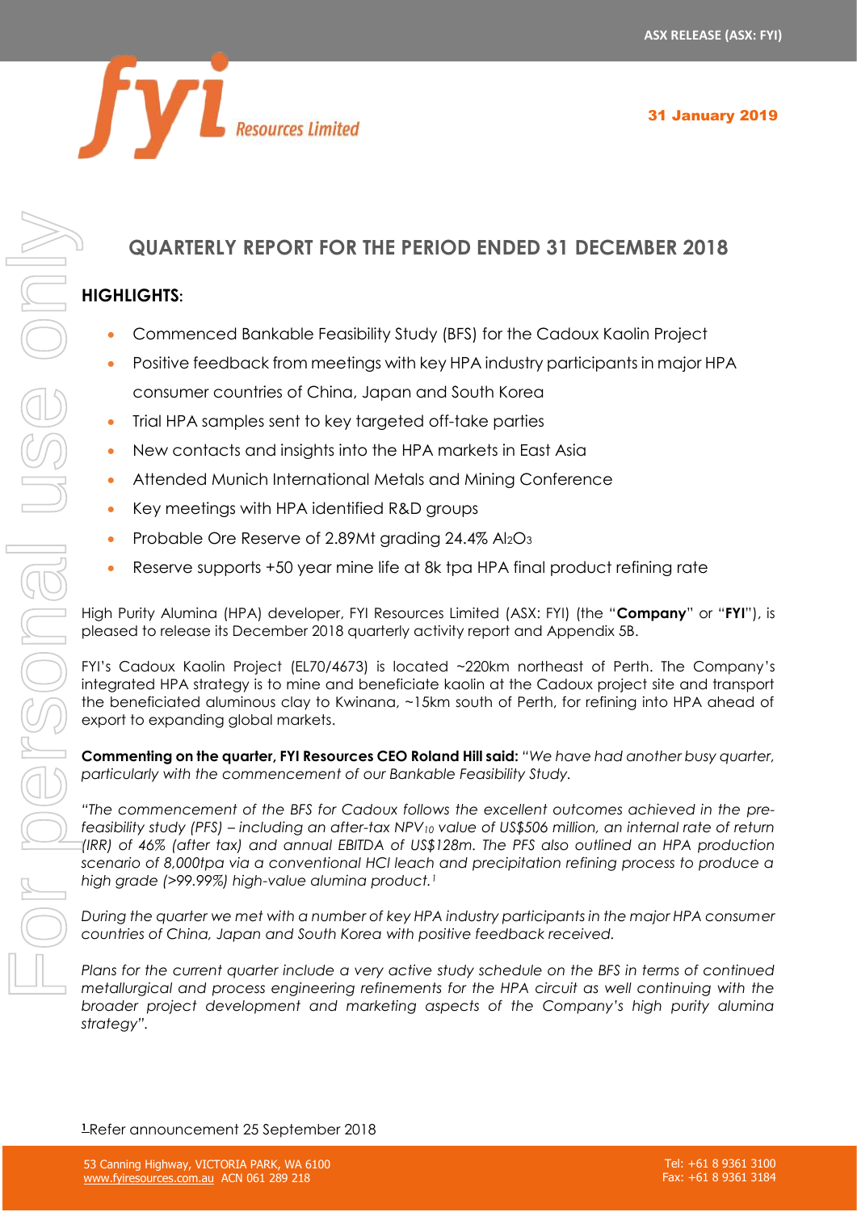ASX RELEASE (ASX: FYI)

31 January 2019

# QUARTERLY REPORT FOR THE PERIOD ENDED 31 DECEMBER 2018

## HIGHLIGHTS:

- Commenced Bankable Feasibility Study (BFS) for the Cadoux Kaolin Project
- Positive feedback from meetings with key HPA industry participants in major HPA consumer countries of China, Japan and South Korea
- Trial HPA samples sent to key targeted off-take parties
- New contacts and insights into the HPA markets in East Asia
- Attended Munich International Metals and Mining Conference
- Key meetings with HPA identified R&D groups
- Probable Ore Reserve of 2.89Mt grading 24.4% $Al_2O_3$
- Reserve supports +50 year mine life at 8k tpa HPA final product refining rate

High Purity Alumina (HPA) developer, FYI Resources Limited (ASX: FYI) (the "**Company**" or "**FYI**"), is pleased to release its December 2018 quarterly activity report and Appendix 5B.

FYI's Cadoux Kaolin Project (EL70/4673) is located ~220km northeast of Perth. The Company's integrated HPA strategy is to mine and beneficiate kaolin at the Cadoux project site and transport the beneficiated aluminous clay to Kwinana, ~15km south of Perth, for refining into HPA ahead of export to expanding global markets.

**Commenting on the quarter, FYI Resources CEO Roland Hill said:** *"We have had another busy quarter, particularly with the commencement of our Bankable Feasibility Study.*

*"The commencement of the BFS for Cadoux follows the excellent outcomes achieved in the pre-feasibility study (PFS) – including an after-tax $NPV_{10}$ value of US$506 million, an internal rate of return (IRR) of 46% (after tax) and annual EBITDA of US$128m. The PFS also outlined an HPA production scenario of 8,000tpa via a conventional HCl leach and precipitation refining process to produce a high grade (>99.99%) high-value alumina product.*[1]

*During the quarter we met with a number of key HPA industry participants in the major HPA consumer countries of China, Japan and South Korea with positive feedback received.*

*Plans for the current quarter include a very active study schedule on the BFS in terms of continued metallurgical and process engineering refinements for the HPA circuit as well continuing with the broader project development and marketing aspects of the Company's high purity alumina strategy".*

[1] Refer announcement 25 September 2018

53 Canning Highway, VICTORIA PARK, WA 6100
www.fyiresources.com.au ACN 061 289 218

Tel: +61 8 9361 3100
Fax: +61 8 9361 3184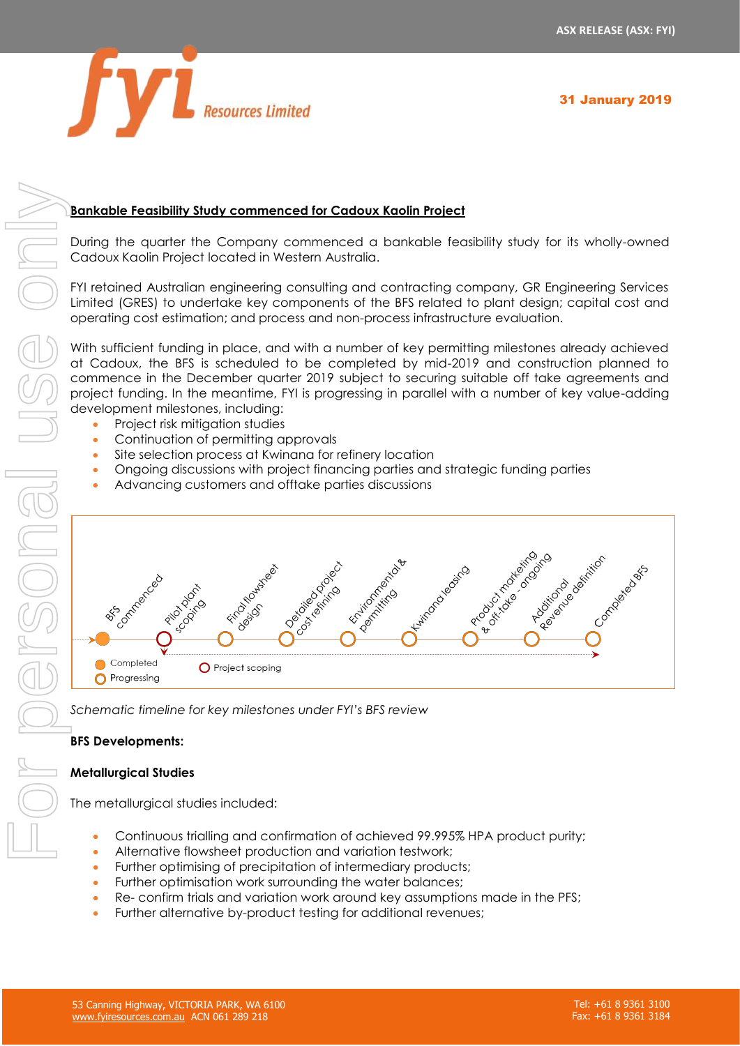**Bankable Feasibility Study commenced for Cadoux Kaolin Project**

During the quarter the Company commenced a bankable feasibility study for its wholly-owned Cadoux Kaolin Project located in Western Australia.

FYI retained Australian engineering consulting and contracting company, GR Engineering Services Limited (GRES) to undertake key components of the BFS related to plant design; capital cost and operating cost estimation; and process and non-process infrastructure evaluation.

With sufficient funding in place, and with a number of key permitting milestones already achieved at Cadoux, the BFS is scheduled to be completed by mid-2019 and construction planned to commence in the December quarter 2019 subject to securing suitable off take agreements and project funding. In the meantime, FYI is progressing in parallel with a number of key value-adding development milestones, including:

- Project risk mitigation studies
- Continuation of permitting approvals
- Site selection process at Kwinana for refinery location
- Ongoing discussions with project financing parties and strategic funding parties
- Advancing customers and offtake parties discussions

BFS commenced | Pilot plant scoping | Final flowsheet design | Detailed project cost refining | Environmental & permitting | Kwinana leasing | Product marketing & off-take - ongoing | Additional Revenue definition | Completed BFS

Completed | Progressing | Project scoping

*Schematic timeline for key milestones under FYI's BFS review*

**BFS Developments:**

**Metallurgical Studies**

The metallurgical studies included:

- Continuous trialling and confirmation of achieved 99.995% HPA product purity;
- Alternative flowsheet production and variation testwork;
- Further optimising of precipitation of intermediary products;
- Further optimisation work surrounding the water balances;
- Re- confirm trials and variation work around key assumptions made in the PFS;
- Further alternative by-product testing for additional revenues;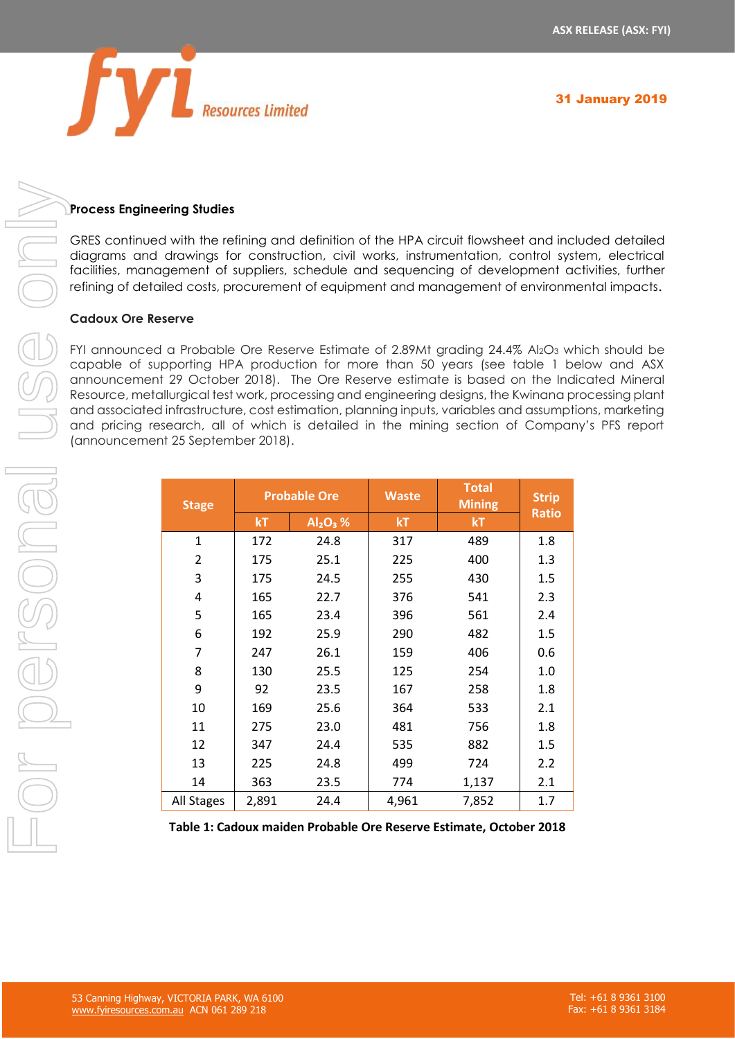**Process Engineering Studies**

GRES continued with the refining and definition of the HPA circuit flowsheet and included detailed diagrams and drawings for construction, civil works, instrumentation, control system, electrical facilities, management of suppliers, schedule and sequencing of development activities, further refining of detailed costs, procurement of equipment and management of environmental impacts.

**Cadoux Ore Reserve**

FYI announced a Probable Ore Reserve Estimate of 2.89Mt grading 24.4% $Al_2O_3$ which should be capable of supporting HPA production for more than 50 years (see table 1 below and ASX announcement 29 October 2018). The Ore Reserve estimate is based on the Indicated Mineral Resource, metallurgical test work, processing and engineering designs, the Kwinana processing plant and associated infrastructure, cost estimation, planning inputs, variables and assumptions, marketing and pricing research, all of which is detailed in the mining section of Company's PFS report (announcement 25 September 2018).

| Stage | Probable Ore | | Waste | Total Mining | Strip Ratio |
|---|---|---|---|---|---|
| | kT | $Al_2O_3$ % | kT | kT | |
| 1 | 172 | 24.8 | 317 | 489 | 1.8 |
| 2 | 175 | 25.1 | 225 | 400 | 1.3 |
| 3 | 175 | 24.5 | 255 | 430 | 1.5 |
| 4 | 165 | 22.7 | 376 | 541 | 2.3 |
| 5 | 165 | 23.4 | 396 | 561 | 2.4 |
| 6 | 192 | 25.9 | 290 | 482 | 1.5 |
| 7 | 247 | 26.1 | 159 | 406 | 0.6 |
| 8 | 130 | 25.5 | 125 | 254 | 1.0 |
| 9 | 92 | 23.5 | 167 | 258 | 1.8 |
| 10 | 169 | 25.6 | 364 | 533 | 2.1 |
| 11 | 275 | 23.0 | 481 | 756 | 1.8 |
| 12 | 347 | 24.4 | 535 | 882 | 1.5 |
| 13 | 225 | 24.8 | 499 | 724 | 2.2 |
| 14 | 363 | 23.5 | 774 | 1,137 | 2.1 |
| All Stages | 2,891 | 24.4 | 4,961 | 7,852 | 1.7 |

**Table 1: Cadoux maiden Probable Ore Reserve Estimate, October 2018**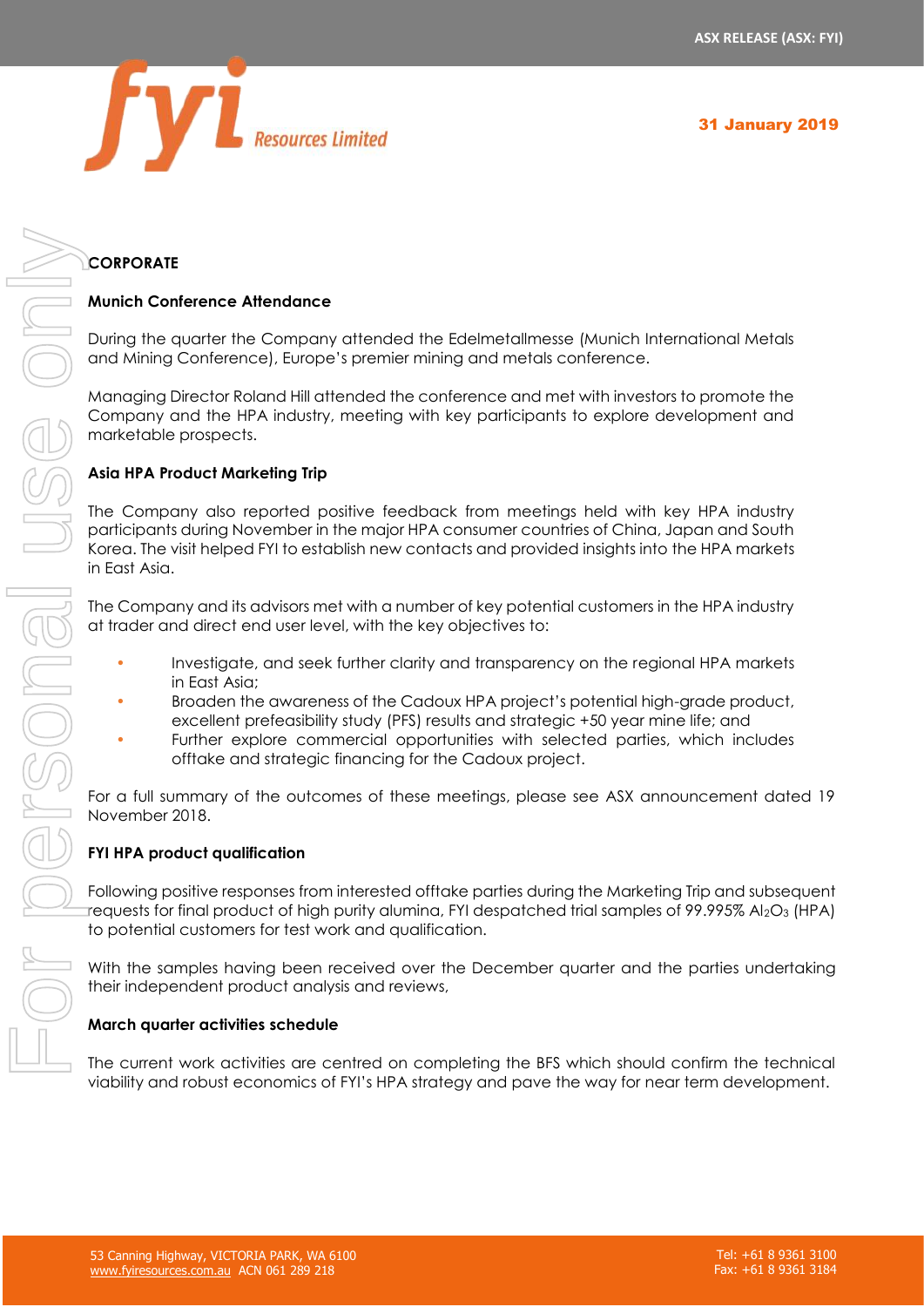## CORPORATE

### Munich Conference Attendance

During the quarter the Company attended the Edelmetallmesse (Munich International Metals and Mining Conference), Europe's premier mining and metals conference.

Managing Director Roland Hill attended the conference and met with investors to promote the Company and the HPA industry, meeting with key participants to explore development and marketable prospects.

### Asia HPA Product Marketing Trip

The Company also reported positive feedback from meetings held with key HPA industry participants during November in the major HPA consumer countries of China, Japan and South Korea. The visit helped FYI to establish new contacts and provided insights into the HPA markets in East Asia.

The Company and its advisors met with a number of key potential customers in the HPA industry at trader and direct end user level, with the key objectives to:

- Investigate, and seek further clarity and transparency on the regional HPA markets in East Asia;
- Broaden the awareness of the Cadoux HPA project's potential high-grade product, excellent prefeasibility study (PFS) results and strategic +50 year mine life; and
- Further explore commercial opportunities with selected parties, which includes offtake and strategic financing for the Cadoux project.

For a full summary of the outcomes of these meetings, please see ASX announcement dated 19 November 2018.

### FYI HPA product qualification

Following positive responses from interested offtake parties during the Marketing Trip and subsequent requests for final product of high purity alumina, FYI despatched trial samples of 99.995% $Al_2O_3$ (HPA) to potential customers for test work and qualification.

With the samples having been received over the December quarter and the parties undertaking their independent product analysis and reviews,

### March quarter activities schedule

The current work activities are centred on completing the BFS which should confirm the technical viability and robust economics of FYI's HPA strategy and pave the way for near term development.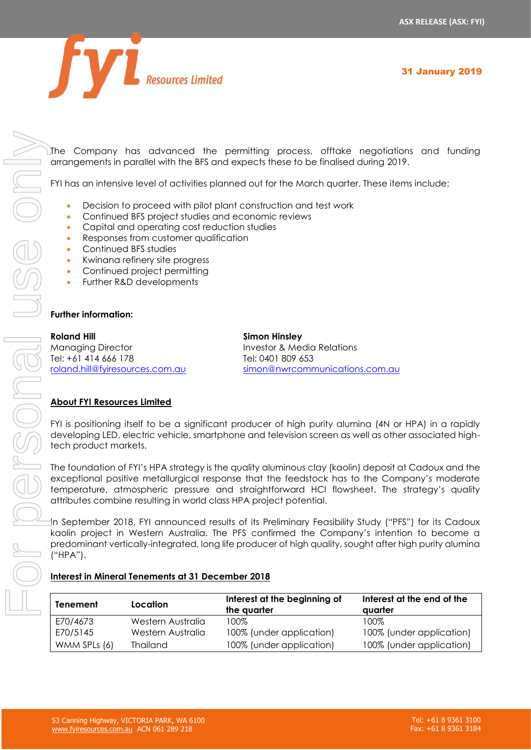The Company has advanced the permitting process, offtake negotiations and funding arrangements in parallel with the BFS and expects these to be finalised during 2019.

FYI has an intensive level of activities planned out for the March quarter. These items include:

- Decision to proceed with pilot plant construction and test work
- Continued BFS project studies and economic reviews
- Capital and operating cost reduction studies
- Responses from customer qualification
- Continued BFS studies
- Kwinana refinery site progress
- Continued project permitting
- Further R&D developments

**Further information:**

**Roland Hill**
Managing Director
Tel: +61 414 666 178
roland.hill@fyiresources.com.au

**Simon Hinsley**
Investor & Media Relations
Tel: 0401 809 653
simon@nwrcommunications.com.au

## About FYI Resources Limited

FYI is positioning itself to be a significant producer of high purity alumina (4N or HPA) in a rapidly developing LED, electric vehicle, smartphone and television screen as well as other associated high-tech product markets.

The foundation of FYI's HPA strategy is the quality aluminous clay (kaolin) deposit at Cadoux and the exceptional positive metallurgical response that the feedstock has to the Company's moderate temperature, atmospheric pressure and straightforward HCl flowsheet. The strategy's quality attributes combine resulting in world class HPA project potential.

In September 2018, FYI announced results of its Preliminary Feasibility Study ("PFS") for its Cadoux kaolin project in Western Australia. The PFS confirmed the Company's intention to become a predominant vertically-integrated, long life producer of high quality, sought after high purity alumina ("HPA").

## Interest in Mineral Tenements at 31 December 2018

| Tenement | Location | Interest at the beginning of the quarter | Interest at the end of the quarter |
|---|---|---|---|
| E70/4673 | Western Australia | 100% | 100% |
| E70/5145 | Western Australia | 100% (under application) | 100% (under application) |
| WMM SPLs (6) | Thailand | 100% (under application) | 100% (under application) |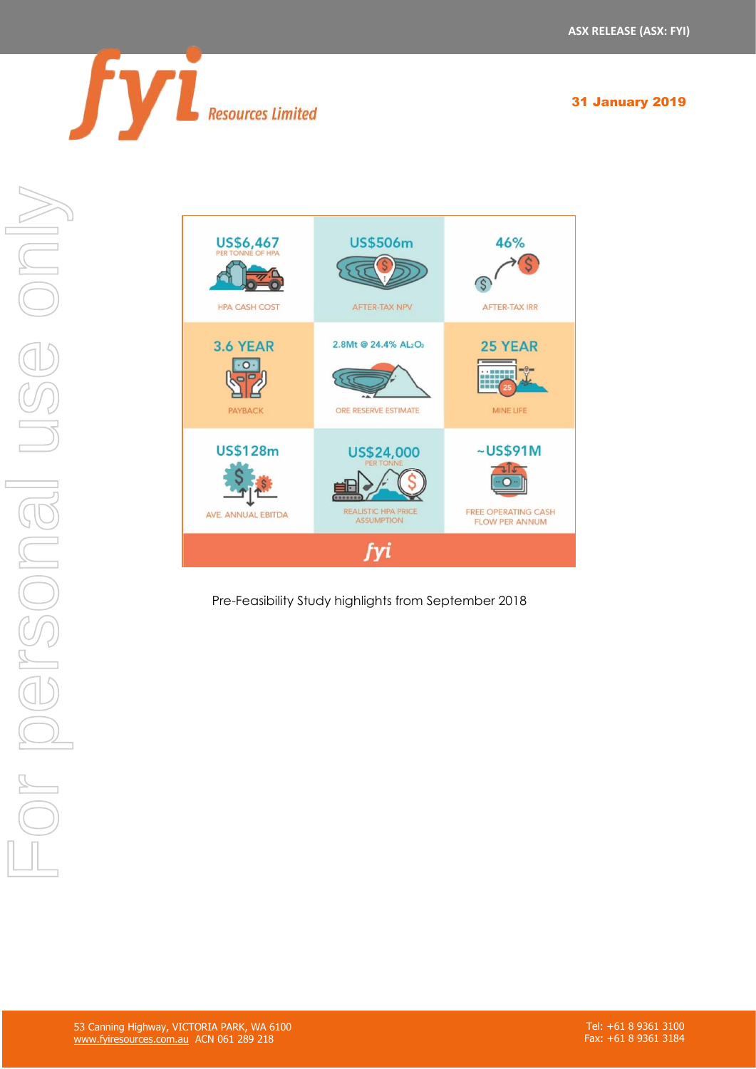| | | |
|---|---|---|
| US$6,467 PER TONNE OF HPA — HPA CASH COST | US$506m — AFTER-TAX NPV | 46% — AFTER-TAX IRR |
| 3.6 YEAR — PAYBACK | 2.8Mt @ 24.4% $Al_2O_3$ — ORE RESERVE ESTIMATE | 25 YEAR — MINE LIFE |
| US$128m — AVE. ANNUAL EBITDA | US$24,000 PER TONNE — REALISTIC HPA PRICE ASSUMPTION | ~US$91M — FREE OPERATING CASH FLOW PER ANNUM |

Pre-Feasibility Study highlights from September 2018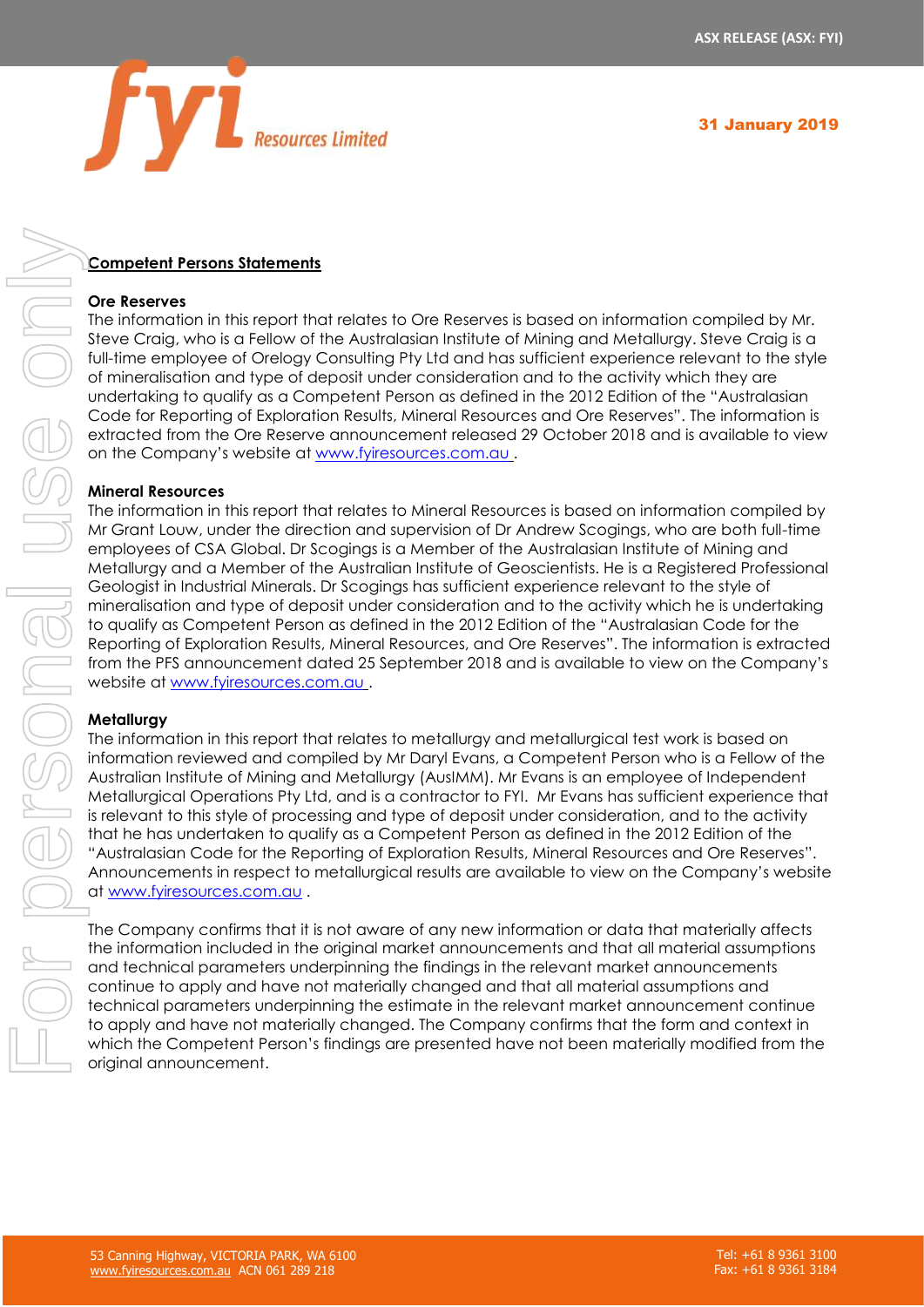## Competent Persons Statements

### Ore Reserves

The information in this report that relates to Ore Reserves is based on information compiled by Mr. Steve Craig, who is a Fellow of the Australasian Institute of Mining and Metallurgy. Steve Craig is a full-time employee of Orelogy Consulting Pty Ltd and has sufficient experience relevant to the style of mineralisation and type of deposit under consideration and to the activity which they are undertaking to qualify as a Competent Person as defined in the 2012 Edition of the "Australasian Code for Reporting of Exploration Results, Mineral Resources and Ore Reserves". The information is extracted from the Ore Reserve announcement released 29 October 2018 and is available to view on the Company's website at www.fyiresources.com.au .

### Mineral Resources

The information in this report that relates to Mineral Resources is based on information compiled by Mr Grant Louw, under the direction and supervision of Dr Andrew Scogings, who are both full-time employees of CSA Global. Dr Scogings is a Member of the Australasian Institute of Mining and Metallurgy and a Member of the Australian Institute of Geoscientists. He is a Registered Professional Geologist in Industrial Minerals. Dr Scogings has sufficient experience relevant to the style of mineralisation and type of deposit under consideration and to the activity which he is undertaking to qualify as Competent Person as defined in the 2012 Edition of the "Australasian Code for the Reporting of Exploration Results, Mineral Resources, and Ore Reserves". The information is extracted from the PFS announcement dated 25 September 2018 and is available to view on the Company's website at www.fyiresources.com.au .

### Metallurgy

The information in this report that relates to metallurgy and metallurgical test work is based on information reviewed and compiled by Mr Daryl Evans, a Competent Person who is a Fellow of the Australian Institute of Mining and Metallurgy (AusIMM). Mr Evans is an employee of Independent Metallurgical Operations Pty Ltd, and is a contractor to FYI. Mr Evans has sufficient experience that is relevant to this style of processing and type of deposit under consideration, and to the activity that he has undertaken to qualify as a Competent Person as defined in the 2012 Edition of the "Australasian Code for the Reporting of Exploration Results, Mineral Resources and Ore Reserves". Announcements in respect to metallurgical results are available to view on the Company's website at www.fyiresources.com.au .

The Company confirms that it is not aware of any new information or data that materially affects the information included in the original market announcements and that all material assumptions and technical parameters underpinning the findings in the relevant market announcements continue to apply and have not materially changed and that all material assumptions and technical parameters underpinning the estimate in the relevant market announcement continue to apply and have not materially changed. The Company confirms that the form and context in which the Competent Person's findings are presented have not been materially modified from the original announcement.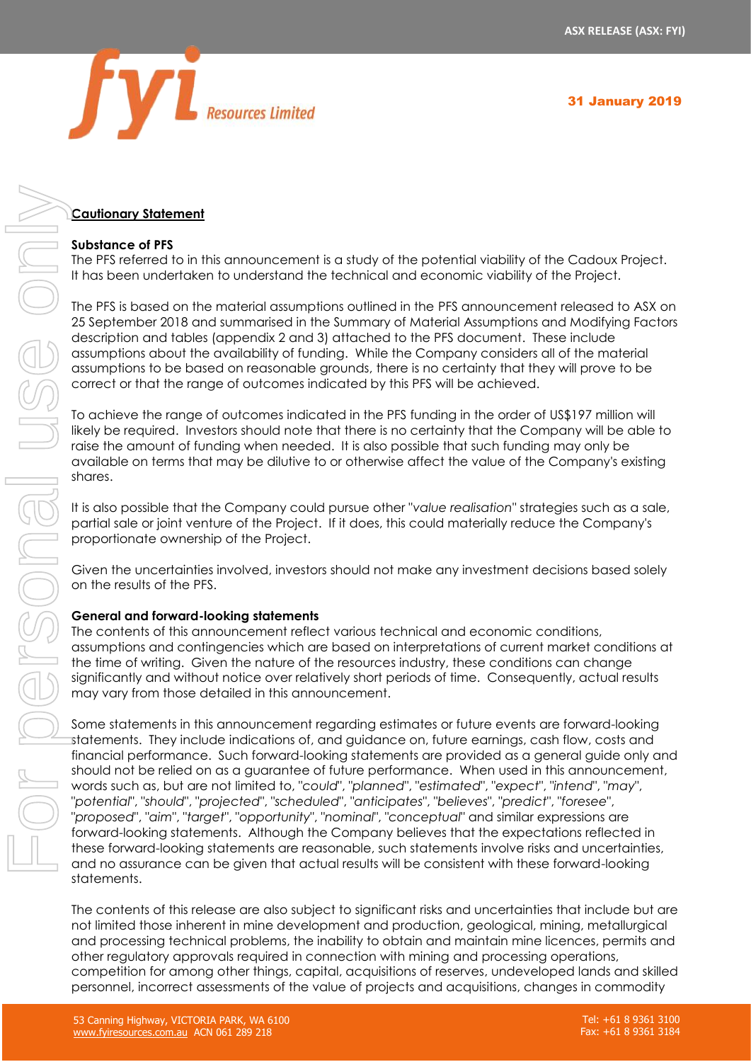## Cautionary Statement

**Substance of PFS**

The PFS referred to in this announcement is a study of the potential viability of the Cadoux Project. It has been undertaken to understand the technical and economic viability of the Project.

The PFS is based on the material assumptions outlined in the PFS announcement released to ASX on 25 September 2018 and summarised in the Summary of Material Assumptions and Modifying Factors description and tables (appendix 2 and 3) attached to the PFS document. These include assumptions about the availability of funding. While the Company considers all of the material assumptions to be based on reasonable grounds, there is no certainty that they will prove to be correct or that the range of outcomes indicated by this PFS will be achieved.

To achieve the range of outcomes indicated in the PFS funding in the order of US$197 million will likely be required. Investors should note that there is no certainty that the Company will be able to raise the amount of funding when needed. It is also possible that such funding may only be available on terms that may be dilutive to or otherwise affect the value of the Company's existing shares.

It is also possible that the Company could pursue other "*value realisation*" strategies such as a sale, partial sale or joint venture of the Project. If it does, this could materially reduce the Company's proportionate ownership of the Project.

Given the uncertainties involved, investors should not make any investment decisions based solely on the results of the PFS.

**General and forward-looking statements**

The contents of this announcement reflect various technical and economic conditions, assumptions and contingencies which are based on interpretations of current market conditions at the time of writing. Given the nature of the resources industry, these conditions can change significantly and without notice over relatively short periods of time. Consequently, actual results may vary from those detailed in this announcement.

Some statements in this announcement regarding estimates or future events are forward-looking statements. They include indications of, and guidance on, future earnings, cash flow, costs and financial performance. Such forward-looking statements are provided as a general guide only and should not be relied on as a guarantee of future performance. When used in this announcement, words such as, but are not limited to, "*could*", "*planned*", "*estimated*", "*expect*", "*intend*", "*may*", "*potential*", "*should*", "*projected*", "*scheduled*", "*anticipates*", "*believes*", "*predict*", "*foresee*", "*proposed*", "*aim*", "*target*", "*opportunity*", "*nominal*", "*conceptual*" and similar expressions are forward-looking statements. Although the Company believes that the expectations reflected in these forward-looking statements are reasonable, such statements involve risks and uncertainties, and no assurance can be given that actual results will be consistent with these forward-looking statements.

The contents of this release are also subject to significant risks and uncertainties that include but are not limited those inherent in mine development and production, geological, mining, metallurgical and processing technical problems, the inability to obtain and maintain mine licences, permits and other regulatory approvals required in connection with mining and processing operations, competition for among other things, capital, acquisitions of reserves, undeveloped lands and skilled personnel, incorrect assessments of the value of projects and acquisitions, changes in commodity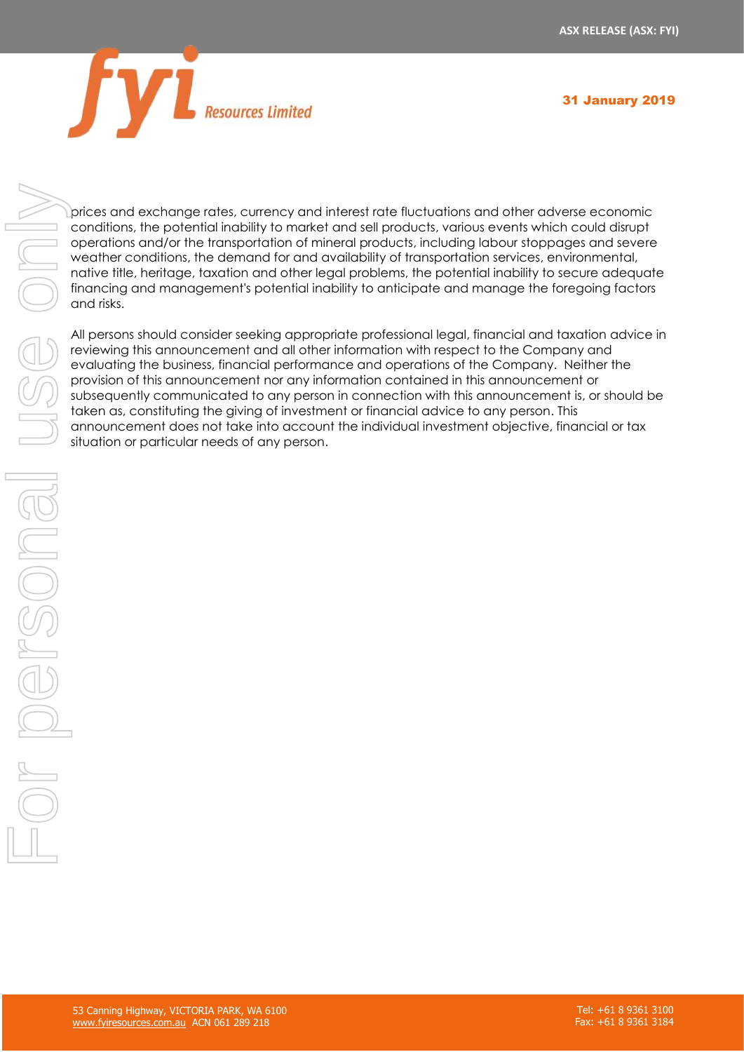prices and exchange rates, currency and interest rate fluctuations and other adverse economic conditions, the potential inability to market and sell products, various events which could disrupt operations and/or the transportation of mineral products, including labour stoppages and severe weather conditions, the demand for and availability of transportation services, environmental, native title, heritage, taxation and other legal problems, the potential inability to secure adequate financing and management's potential inability to anticipate and manage the foregoing factors and risks.

All persons should consider seeking appropriate professional legal, financial and taxation advice in reviewing this announcement and all other information with respect to the Company and evaluating the business, financial performance and operations of the Company. Neither the provision of this announcement nor any information contained in this announcement or subsequently communicated to any person in connection with this announcement is, or should be taken as, constituting the giving of investment or financial advice to any person. This announcement does not take into account the individual investment objective, financial or tax situation or particular needs of any person.